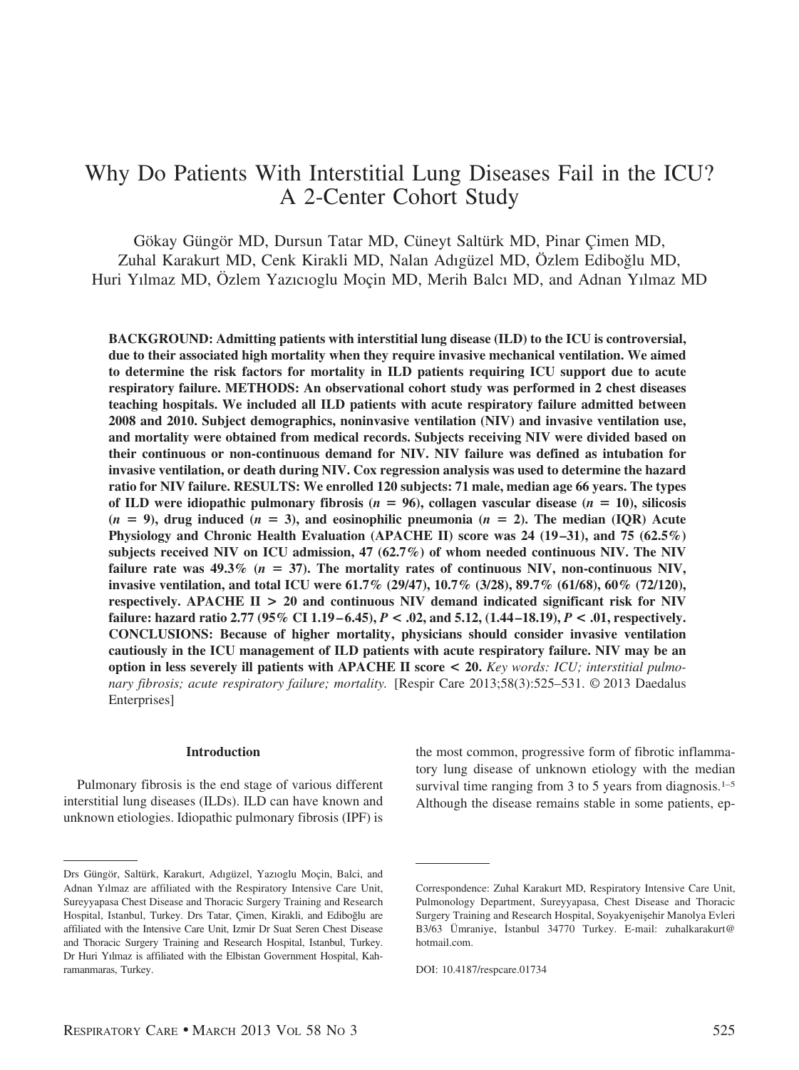# Why Do Patients With Interstitial Lung Diseases Fail in the ICU? A 2-Center Cohort Study

Gökay Güngör MD, Dursun Tatar MD, Cüneyt Saltürk MD, Pinar Çimen MD, Zuhal Karakurt MD, Cenk Kirakli MD, Nalan Adıgüzel MD, Özlem Ediboğlu MD, Huri Yılmaz MD, Özlem Yazıcıoglu Moçin MD, Merih Balcı MD, and Adnan Yılmaz MD

**BACKGROUND: Admitting patients with interstitial lung disease (ILD) to the ICU is controversial, due to their associated high mortality when they require invasive mechanical ventilation. We aimed to determine the risk factors for mortality in ILD patients requiring ICU support due to acute respiratory failure. METHODS: An observational cohort study was performed in 2 chest diseases teaching hospitals. We included all ILD patients with acute respiratory failure admitted between 2008 and 2010. Subject demographics, noninvasive ventilation (NIV) and invasive ventilation use, and mortality were obtained from medical records. Subjects receiving NIV were divided based on their continuous or non-continuous demand for NIV. NIV failure was defined as intubation for invasive ventilation, or death during NIV. Cox regression analysis was used to determine the hazard ratio for NIV failure. RESULTS: We enrolled 120 subjects: 71 male, median age 66 years. The types of ILD were idiopathic pulmonary fibrosis ($n = 96$), collagen vascular disease ($n = 10$), silicosis ($n = 9$), drug induced ($n = 3$), and eosinophilic pneumonia ($n = 2$). The median (IQR) Acute Physiology and Chronic Health Evaluation (APACHE II) score was 24 (19–31), and 75 (62.5%) subjects received NIV on ICU admission, 47 (62.7%) of whom needed continuous NIV. The NIV failure rate was 49.3% ($n = 37$). The mortality rates of continuous NIV, non-continuous NIV, invasive ventilation, and total ICU were 61.7% (29/47), 10.7% (3/28), 89.7% (61/68), 60% (72/120), respectively. APACHE II > 20 and continuous NIV demand indicated significant risk for NIV failure: hazard ratio 2.77 (95% CI 1.19–6.45), $P < .02$, and 5.12, (1.44–18.19), $P < .01$, respectively. CONCLUSIONS: Because of higher mortality, physicians should consider invasive ventilation cautiously in the ICU management of ILD patients with acute respiratory failure. NIV may be an option in less severely ill patients with APACHE II score < 20.** *Key words: ICU; interstitial pulmonary fibrosis; acute respiratory failure; mortality.* [Respir Care 2013;58(3):525–531. © 2013 Daedalus Enterprises]

## Introduction

Pulmonary fibrosis is the end stage of various different interstitial lung diseases (ILDs). ILD can have known and unknown etiologies. Idiopathic pulmonary fibrosis (IPF) is the most common, progressive form of fibrotic inflammatory lung disease of unknown etiology with the median survival time ranging from 3 to 5 years from diagnosis.[1–5] Although the disease remains stable in some patients, ep-

---

Drs Güngör, Saltürk, Karakurt, Adıgüzel, Yazıoglu Moçin, Balci, and Adnan Yılmaz are affiliated with the Respiratory Intensive Care Unit, Sureyyapasa Chest Disease and Thoracic Surgery Training and Research Hospital, Istanbul, Turkey. Drs Tatar, Çimen, Kirakli, and Ediboğlu are affiliated with the Intensive Care Unit, Izmir Dr Suat Seren Chest Disease and Thoracic Surgery Training and Research Hospital, Istanbul, Turkey. Dr Huri Yılmaz is affiliated with the Elbistan Government Hospital, Kahramanmaras, Turkey.

Correspondence: Zuhal Karakurt MD, Respiratory Intensive Care Unit, Pulmonology Department, Sureyyapasa, Chest Disease and Thoracic Surgery Training and Research Hospital, Soyakyenişehir Manolya Evleri B3/63 Ümraniye, İstanbul 34770 Turkey. E-mail: zuhalkarakurt@hotmail.com.

DOI: 10.4187/respcare.01734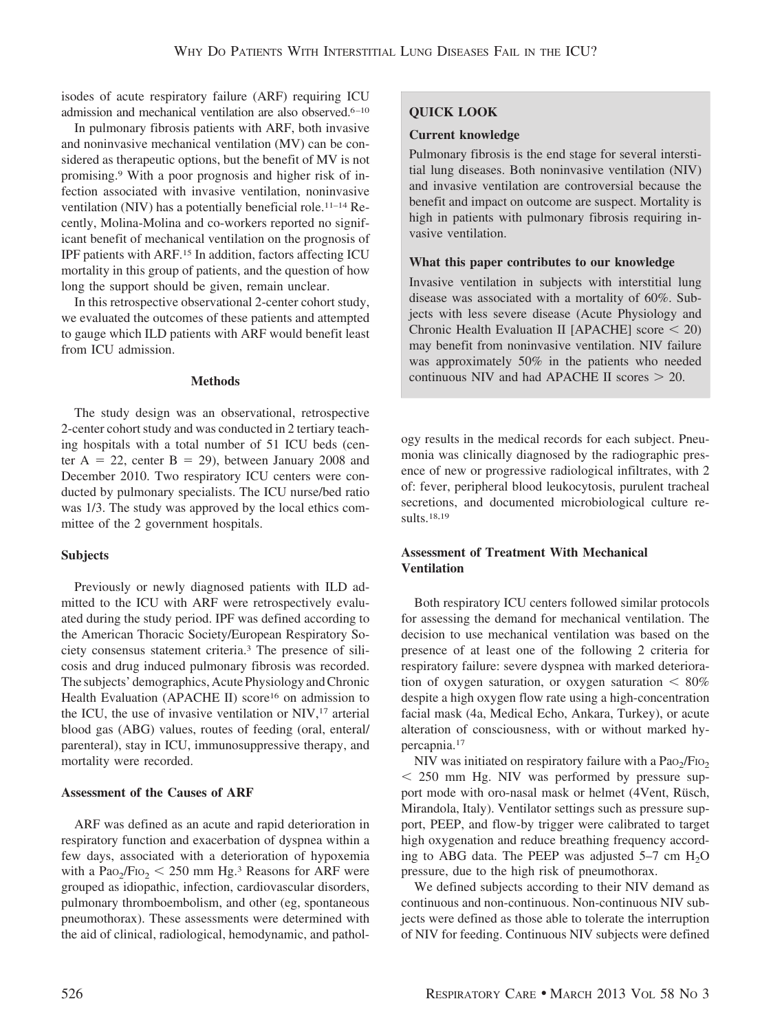isodes of acute respiratory failure (ARF) requiring ICU admission and mechanical ventilation are also observed.[6–10]

In pulmonary fibrosis patients with ARF, both invasive and noninvasive mechanical ventilation (MV) can be considered as therapeutic options, but the benefit of MV is not promising.[9] With a poor prognosis and higher risk of infection associated with invasive ventilation, noninvasive ventilation (NIV) has a potentially beneficial role.[11–14] Recently, Molina-Molina and co-workers reported no significant benefit of mechanical ventilation on the prognosis of IPF patients with ARF.[15] In addition, factors affecting ICU mortality in this group of patients, and the question of how long the support should be given, remain unclear.

In this retrospective observational 2-center cohort study, we evaluated the outcomes of these patients and attempted to gauge which ILD patients with ARF would benefit least from ICU admission.

**QUICK LOOK**

**Current knowledge**

Pulmonary fibrosis is the end stage for several interstitial lung diseases. Both noninvasive ventilation (NIV) and invasive ventilation are controversial because the benefit and impact on outcome are suspect. Mortality is high in patients with pulmonary fibrosis requiring invasive ventilation.

**What this paper contributes to our knowledge**

Invasive ventilation in subjects with interstitial lung disease was associated with a mortality of 60%. Subjects with less severe disease (Acute Physiology and Chronic Health Evaluation II [APACHE] score < 20) may benefit from noninvasive ventilation. NIV failure was approximately 50% in the patients who needed continuous NIV and had APACHE II scores > 20.

## Methods

The study design was an observational, retrospective 2-center cohort study and was conducted in 2 tertiary teaching hospitals with a total number of 51 ICU beds (center A = 22, center B = 29), between January 2008 and December 2010. Two respiratory ICU centers were conducted by pulmonary specialists. The ICU nurse/bed ratio was 1/3. The study was approved by the local ethics committee of the 2 government hospitals.

### Subjects

Previously or newly diagnosed patients with ILD admitted to the ICU with ARF were retrospectively evaluated during the study period. IPF was defined according to the American Thoracic Society/European Respiratory Society consensus statement criteria.[3] The presence of silicosis and drug induced pulmonary fibrosis was recorded. The subjects' demographics, Acute Physiology and Chronic Health Evaluation (APACHE II) score[16] on admission to the ICU, the use of invasive ventilation or NIV,[17] arterial blood gas (ABG) values, routes of feeding (oral, enteral/parenteral), stay in ICU, immunosuppressive therapy, and mortality were recorded.

### Assessment of the Causes of ARF

ARF was defined as an acute and rapid deterioration in respiratory function and exacerbation of dyspnea within a few days, associated with a deterioration of hypoxemia with a $P_{aO_2}/F_{IO_2}$ < 250 mm Hg.[3] Reasons for ARF were grouped as idiopathic, infection, cardiovascular disorders, pulmonary thromboembolism, and other (eg, spontaneous pneumothorax). These assessments were determined with the aid of clinical, radiological, hemodynamic, and pathology results in the medical records for each subject. Pneumonia was clinically diagnosed by the radiographic presence of new or progressive radiological infiltrates, with 2 of: fever, peripheral blood leukocytosis, purulent tracheal secretions, and documented microbiological culture results.[18,19]

### Assessment of Treatment With Mechanical Ventilation

Both respiratory ICU centers followed similar protocols for assessing the demand for mechanical ventilation. The decision to use mechanical ventilation was based on the presence of at least one of the following 2 criteria for respiratory failure: severe dyspnea with marked deterioration of oxygen saturation, or oxygen saturation < 80% despite a high oxygen flow rate using a high-concentration facial mask (4a, Medical Echo, Ankara, Turkey), or acute alteration of consciousness, with or without marked hypercapnia.[17]

NIV was initiated on respiratory failure with a $P_{aO_2}/F_{IO_2}$ < 250 mm Hg. NIV was performed by pressure support mode with oro-nasal mask or helmet (4Vent, Rüsch, Mirandola, Italy). Ventilator settings such as pressure support, PEEP, and flow-by trigger were calibrated to target high oxygenation and reduce breathing frequency according to ABG data. The PEEP was adjusted 5–7 cm $H_2O$ pressure, due to the high risk of pneumothorax.

We defined subjects according to their NIV demand as continuous and non-continuous. Non-continuous NIV subjects were defined as those able to tolerate the interruption of NIV for feeding. Continuous NIV subjects were defined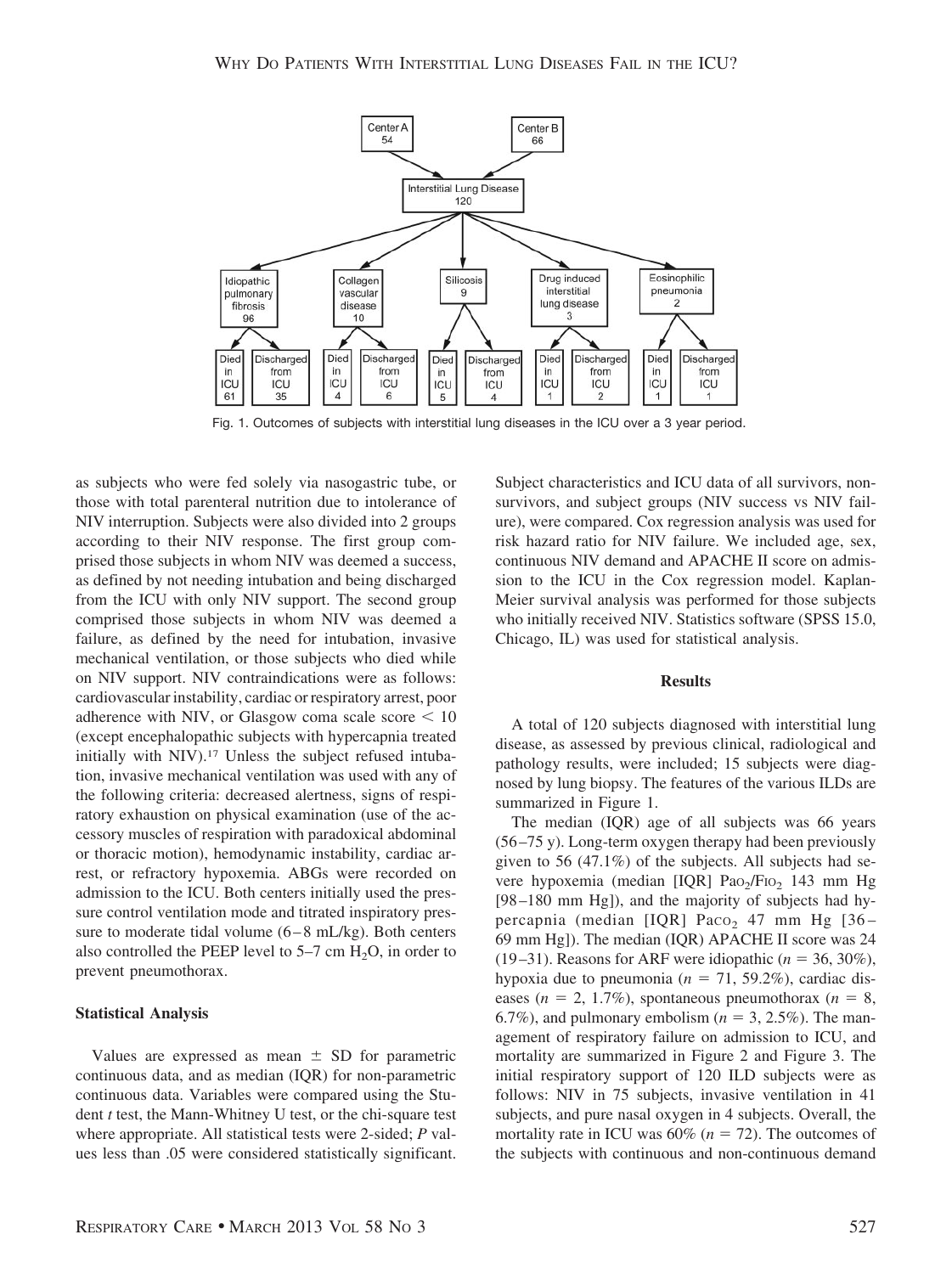Center A 54

Center B 66

Interstitial Lung Disease 120

| Idiopathic pulmonary fibrosis 96 | | Collagen vascular disease 10 | | Silicosis 9 | | Drug induced interstitial lung disease 3 | | Eosinophilic pneumonia 2 | |
|---|---|---|---|---|---|---|---|---|---|
| Died in ICU 61 | Discharged from ICU 35 | Died in ICU 4 | Discharged from ICU 6 | Died in ICU 5 | Discharged from ICU 4 | Died in ICU 1 | Discharged from ICU 2 | Died in ICU 1 | Discharged from ICU 1 |

Fig. 1. Outcomes of subjects with interstitial lung diseases in the ICU over a 3 year period.

as subjects who were fed solely via nasogastric tube, or those with total parenteral nutrition due to intolerance of NIV interruption. Subjects were also divided into 2 groups according to their NIV response. The first group comprised those subjects in whom NIV was deemed a success, as defined by not needing intubation and being discharged from the ICU with only NIV support. The second group comprised those subjects in whom NIV was deemed a failure, as defined by the need for intubation, invasive mechanical ventilation, or those subjects who died while on NIV support. NIV contraindications were as follows: cardiovascular instability, cardiac or respiratory arrest, poor adherence with NIV, or Glasgow coma scale score < 10 (except encephalopathic subjects with hypercapnia treated initially with NIV).[17] Unless the subject refused intubation, invasive mechanical ventilation was used with any of the following criteria: decreased alertness, signs of respiratory exhaustion on physical examination (use of the accessory muscles of respiration with paradoxical abdominal or thoracic motion), hemodynamic instability, cardiac arrest, or refractory hypoxemia. ABGs were recorded on admission to the ICU. Both centers initially used the pressure control ventilation mode and titrated inspiratory pressure to moderate tidal volume (6–8 mL/kg). Both centers also controlled the PEEP level to 5–7 cm $H_2O$, in order to prevent pneumothorax.

### Statistical Analysis

Values are expressed as mean ± SD for parametric continuous data, and as median (IQR) for non-parametric continuous data. Variables were compared using the Student *t* test, the Mann-Whitney U test, or the chi-square test where appropriate. All statistical tests were 2-sided; *P* values less than .05 were considered statistically significant. Subject characteristics and ICU data of all survivors, non-survivors, and subject groups (NIV success vs NIV failure), were compared. Cox regression analysis was used for risk hazard ratio for NIV failure. We included age, sex, continuous NIV demand and APACHE II score on admission to the ICU in the Cox regression model. Kaplan-Meier survival analysis was performed for those subjects who initially received NIV. Statistics software (SPSS 15.0, Chicago, IL) was used for statistical analysis.

## Results

A total of 120 subjects diagnosed with interstitial lung disease, as assessed by previous clinical, radiological and pathology results, were included; 15 subjects were diagnosed by lung biopsy. The features of the various ILDs are summarized in Figure 1.

The median (IQR) age of all subjects was 66 years (56–75 y). Long-term oxygen therapy had been previously given to 56 (47.1%) of the subjects. All subjects had severe hypoxemia (median [IQR] $P_{aO_2}/F_{IO_2}$ 143 mm Hg [98–180 mm Hg]), and the majority of subjects had hypercapnia (median [IQR] $P_{aCO_2}$ 47 mm Hg [36–69 mm Hg]). The median (IQR) APACHE II score was 24 (19–31). Reasons for ARF were idiopathic (*n* = 36, 30%), hypoxia due to pneumonia (*n* = 71, 59.2%), cardiac diseases (*n* = 2, 1.7%), spontaneous pneumothorax (*n* = 8, 6.7%), and pulmonary embolism (*n* = 3, 2.5%). The management of respiratory failure on admission to ICU, and mortality are summarized in Figure 2 and Figure 3. The initial respiratory support of 120 ILD subjects were as follows: NIV in 75 subjects, invasive ventilation in 41 subjects, and pure nasal oxygen in 4 subjects. Overall, the mortality rate in ICU was 60% (*n* = 72). The outcomes of the subjects with continuous and non-continuous demand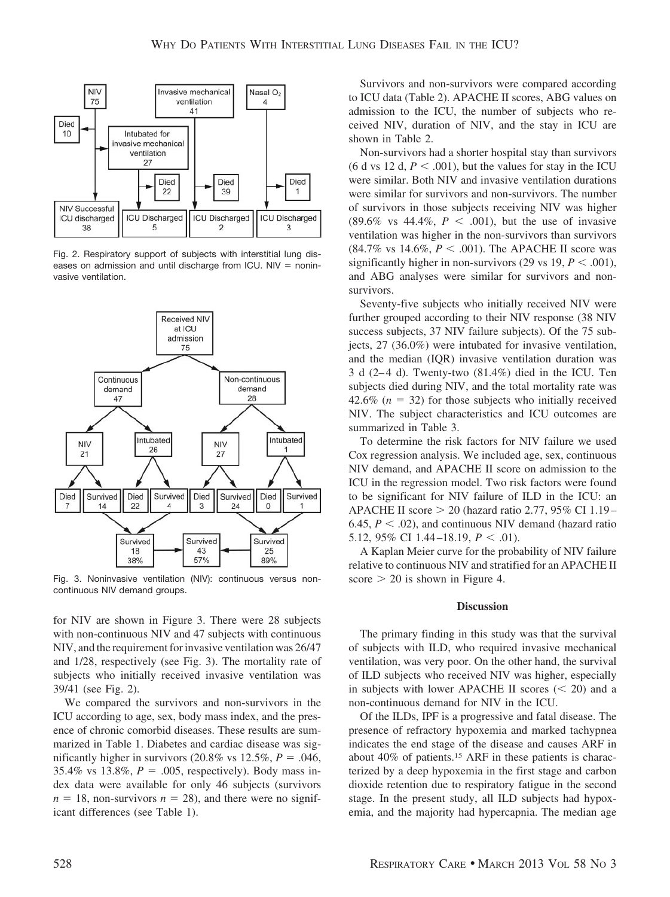Fig. 2. Respiratory support of subjects with interstitial lung diseases on admission and until discharge from ICU. NIV = noninvasive ventilation.

Fig. 3. Noninvasive ventilation (NIV): continuous versus non-continuous NIV demand groups.

for NIV are shown in Figure 3. There were 28 subjects with non-continuous NIV and 47 subjects with continuous NIV, and the requirement for invasive ventilation was 26/47 and 1/28, respectively (see Fig. 3). The mortality rate of subjects who initially received invasive ventilation was 39/41 (see Fig. 2).

We compared the survivors and non-survivors in the ICU according to age, sex, body mass index, and the presence of chronic comorbid diseases. These results are summarized in Table 1. Diabetes and cardiac disease was significantly higher in survivors (20.8% vs 12.5%, $P = .046$, 35.4% vs 13.8%, $P = .005$, respectively). Body mass index data were available for only 46 subjects (survivors $n = 18$, non-survivors $n = 28$), and there were no significant differences (see Table 1).

Survivors and non-survivors were compared according to ICU data (Table 2). APACHE II scores, ABG values on admission to the ICU, the number of subjects who received NIV, duration of NIV, and the stay in ICU are shown in Table 2.

Non-survivors had a shorter hospital stay than survivors (6 d vs 12 d, $P < .001$), but the values for stay in the ICU were similar. Both NIV and invasive ventilation durations were similar for survivors and non-survivors. The number of survivors in those subjects receiving NIV was higher (89.6% vs 44.4%, $P < .001$), but the use of invasive ventilation was higher in the non-survivors than survivors (84.7% vs 14.6%, $P < .001$). The APACHE II score was significantly higher in non-survivors (29 vs 19, $P < .001$), and ABG analyses were similar for survivors and non-survivors.

Seventy-five subjects who initially received NIV were further grouped according to their NIV response (38 NIV success subjects, 37 NIV failure subjects). Of the 75 subjects, 27 (36.0%) were intubated for invasive ventilation, and the median (IQR) invasive ventilation duration was 3 d (2–4 d). Twenty-two (81.4%) died in the ICU. Ten subjects died during NIV, and the total mortality rate was 42.6% ($n = 32$) for those subjects who initially received NIV. The subject characteristics and ICU outcomes are summarized in Table 3.

To determine the risk factors for NIV failure we used Cox regression analysis. We included age, sex, continuous NIV demand, and APACHE II score on admission to the ICU in the regression model. Two risk factors were found to be significant for NIV failure of ILD in the ICU: an APACHE II score > 20 (hazard ratio 2.77, 95% CI 1.19–6.45, $P < .02$), and continuous NIV demand (hazard ratio 5.12, 95% CI 1.44–18.19, $P < .01$).

A Kaplan Meier curve for the probability of NIV failure relative to continuous NIV and stratified for an APACHE II score > 20 is shown in Figure 4.

## Discussion

The primary finding in this study was that the survival of subjects with ILD, who required invasive mechanical ventilation, was very poor. On the other hand, the survival of ILD subjects who received NIV was higher, especially in subjects with lower APACHE II scores (< 20) and a non-continuous demand for NIV in the ICU.

Of the ILDs, IPF is a progressive and fatal disease. The presence of refractory hypoxemia and marked tachypnea indicates the end stage of the disease and causes ARF in about 40% of patients.[15] ARF in these patients is characterized by a deep hypoxemia in the first stage and carbon dioxide retention due to respiratory fatigue in the second stage. In the present study, all ILD subjects had hypoxemia, and the majority had hypercapnia. The median age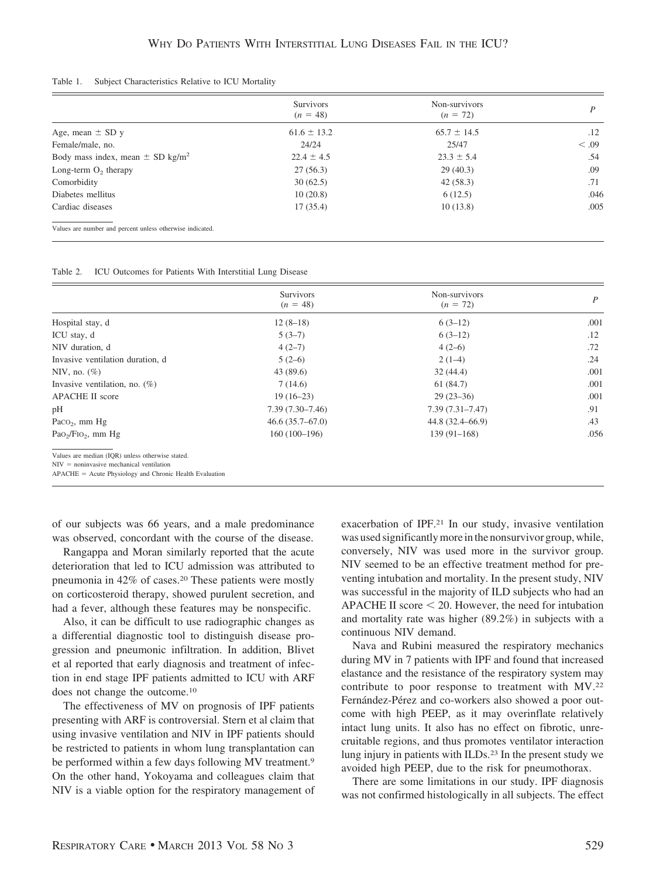Table 1. Subject Characteristics Relative to ICU Mortality

| | Survivors ($n$ = 48) | Non-survivors ($n$ = 72) | $P$ |
|---|---|---|---|
| Age, mean ± SD y | 61.6 ± 13.2 | 65.7 ± 14.5 | .12 |
| Female/male, no. | 24/24 | 25/47 | < .09 |
| Body mass index, mean ± SD kg/m$^2$ | 22.4 ± 4.5 | 23.3 ± 5.4 | .54 |
| Long-term $O_2$ therapy | 27 (56.3) | 29 (40.3) | .09 |
| Comorbidity | 30 (62.5) | 42 (58.3) | .71 |
| Diabetes mellitus | 10 (20.8) | 6 (12.5) | .046 |
| Cardiac diseases | 17 (35.4) | 10 (13.8) | .005 |

Values are number and percent unless otherwise indicated.

Table 2. ICU Outcomes for Patients With Interstitial Lung Disease

| | Survivors ($n$ = 48) | Non-survivors ($n$ = 72) | $P$ |
|---|---|---|---|
| Hospital stay, d | 12 (8–18) | 6 (3–12) | .001 |
| ICU stay, d | 5 (3–7) | 6 (3–12) | .12 |
| NIV duration, d | 4 (2–7) | 4 (2–6) | .72 |
| Invasive ventilation duration, d | 5 (2–6) | 2 (1–4) | .24 |
| NIV, no. (%) | 43 (89.6) | 32 (44.4) | .001 |
| Invasive ventilation, no. (%) | 7 (14.6) | 61 (84.7) | .001 |
| APACHE II score | 19 (16–23) | 29 (23–36) | .001 |
| pH | 7.39 (7.30–7.46) | 7.39 (7.31–7.47) | .91 |
| $P_{aCO_2}$, mm Hg | 46.6 (35.7–67.0) | 44.8 (32.4–66.9) | .43 |
| $P_{aO_2}/F_{IO_2}$, mm Hg | 160 (100–196) | 139 (91–168) | .056 |

Values are median (IQR) unless otherwise stated.
NIV = noninvasive mechanical ventilation
APACHE = Acute Physiology and Chronic Health Evaluation

of our subjects was 66 years, and a male predominance was observed, concordant with the course of the disease.

Rangappa and Moran similarly reported that the acute deterioration that led to ICU admission was attributed to pneumonia in 42% of cases.[20] These patients were mostly on corticosteroid therapy, showed purulent secretion, and had a fever, although these features may be nonspecific.

Also, it can be difficult to use radiographic changes as a differential diagnostic tool to distinguish disease progression and pneumonic infiltration. In addition, Blivet et al reported that early diagnosis and treatment of infection in end stage IPF patients admitted to ICU with ARF does not change the outcome.[10]

The effectiveness of MV on prognosis of IPF patients presenting with ARF is controversial. Stern et al claim that using invasive ventilation and NIV in IPF patients should be restricted to patients in whom lung transplantation can be performed within a few days following MV treatment.[9] On the other hand, Yokoyama and colleagues claim that NIV is a viable option for the respiratory management of exacerbation of IPF.[21] In our study, invasive ventilation was used significantly more in the nonsurvivor group, while, conversely, NIV was used more in the survivor group. NIV seemed to be an effective treatment method for preventing intubation and mortality. In the present study, NIV was successful in the majority of ILD subjects who had an APACHE II score < 20. However, the need for intubation and mortality rate was higher (89.2%) in subjects with a continuous NIV demand.

Nava and Rubini measured the respiratory mechanics during MV in 7 patients with IPF and found that increased elastance and the resistance of the respiratory system may contribute to poor response to treatment with MV.[22] Fernández-Pérez and co-workers also showed a poor outcome with high PEEP, as it may overinflate relatively intact lung units. It also has no effect on fibrotic, unrecruitable regions, and thus promotes ventilator interaction lung injury in patients with ILDs.[23] In the present study we avoided high PEEP, due to the risk for pneumothorax.

There are some limitations in our study. IPF diagnosis was not confirmed histologically in all subjects. The effect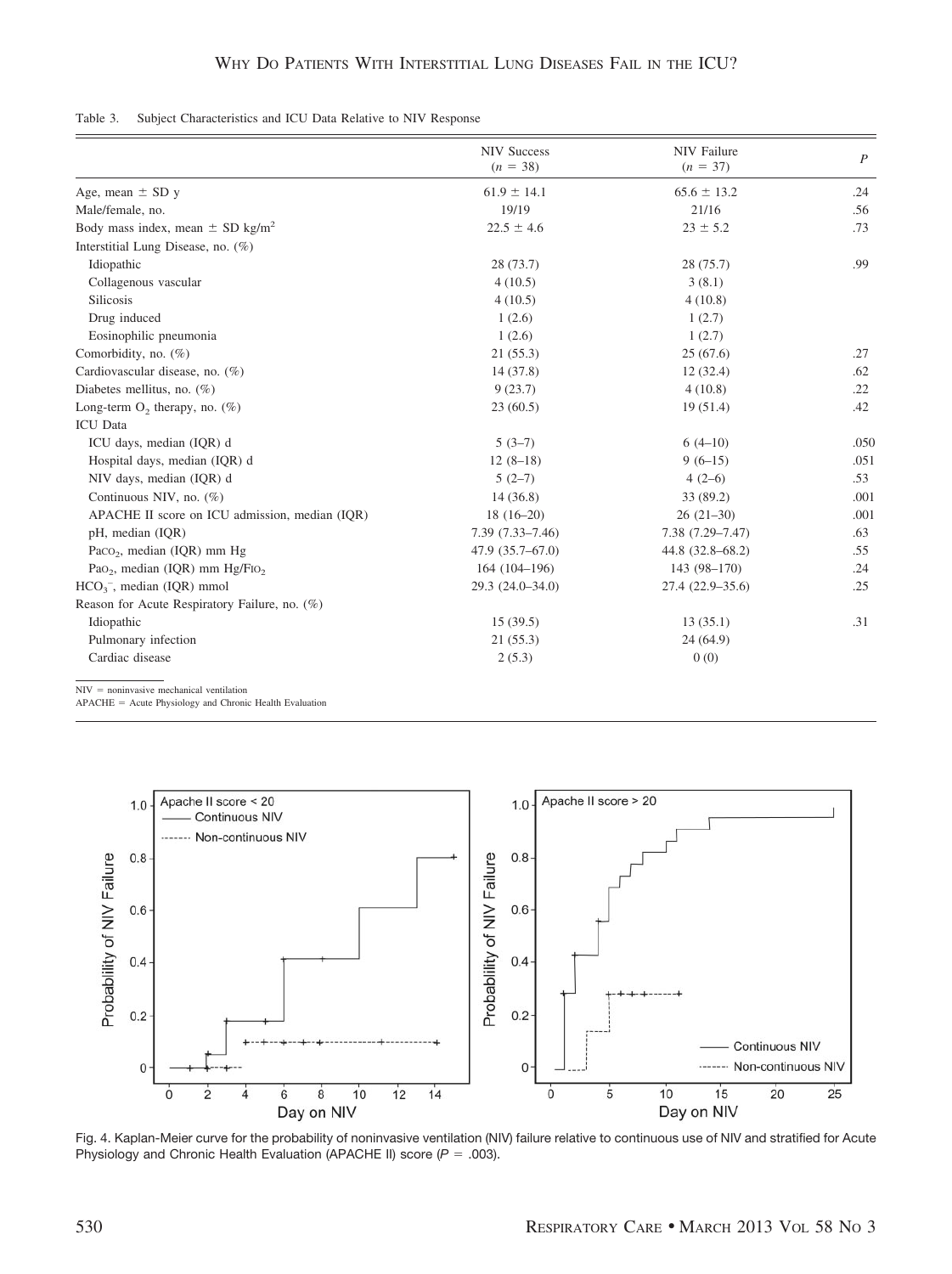Table 3. Subject Characteristics and ICU Data Relative to NIV Response

| | NIV Success ($n$ = 38) | NIV Failure ($n$ = 37) | $P$ |
|---|---|---|---|
| Age, mean ± SD y | 61.9 ± 14.1 | 65.6 ± 13.2 | .24 |
| Male/female, no. | 19/19 | 21/16 | .56 |
| Body mass index, mean ± SD kg/m$^2$ | 22.5 ± 4.6 | 23 ± 5.2 | .73 |
| Interstitial Lung Disease, no. (%) | | | |
| Idiopathic | 28 (73.7) | 28 (75.7) | .99 |
| Collagenous vascular | 4 (10.5) | 3 (8.1) | |
| Silicosis | 4 (10.5) | 4 (10.8) | |
| Drug induced | 1 (2.6) | 1 (2.7) | |
| Eosinophilic pneumonia | 1 (2.6) | 1 (2.7) | |
| Comorbidity, no. (%) | 21 (55.3) | 25 (67.6) | .27 |
| Cardiovascular disease, no. (%) | 14 (37.8) | 12 (32.4) | .62 |
| Diabetes mellitus, no. (%) | 9 (23.7) | 4 (10.8) | .22 |
| Long-term $O_2$ therapy, no. (%) | 23 (60.5) | 19 (51.4) | .42 |
| ICU Data | | | |
| ICU days, median (IQR) d | 5 (3–7) | 6 (4–10) | .050 |
| Hospital days, median (IQR) d | 12 (8–18) | 9 (6–15) | .051 |
| NIV days, median (IQR) d | 5 (2–7) | 4 (2–6) | .53 |
| Continuous NIV, no. (%) | 14 (36.8) | 33 (89.2) | .001 |
| APACHE II score on ICU admission, median (IQR) | 18 (16–20) | 26 (21–30) | .001 |
| pH, median (IQR) | 7.39 (7.33–7.46) | 7.38 (7.29–7.47) | .63 |
| $P_{aCO_2}$, median (IQR) mm Hg | 47.9 (35.7–67.0) | 44.8 (32.8–68.2) | .55 |
| $P_{aO_2}$, median (IQR) mm Hg/$F_{IO_2}$ | 164 (104–196) | 143 (98–170) | .24 |
| $HCO_3^-$, median (IQR) mmol | 29.3 (24.0–34.0) | 27.4 (22.9–35.6) | .25 |
| Reason for Acute Respiratory Failure, no. (%) | | | |
| Idiopathic | 15 (39.5) | 13 (35.1) | .31 |
| Pulmonary infection | 21 (55.3) | 24 (64.9) | |
| Cardiac disease | 2 (5.3) | 0 (0) | |

NIV = noninvasive mechanical ventilation
APACHE = Acute Physiology and Chronic Health Evaluation

Fig. 4. Kaplan-Meier curve for the probability of noninvasive ventilation (NIV) failure relative to continuous use of NIV and stratified for Acute Physiology and Chronic Health Evaluation (APACHE II) score ($P$ = .003).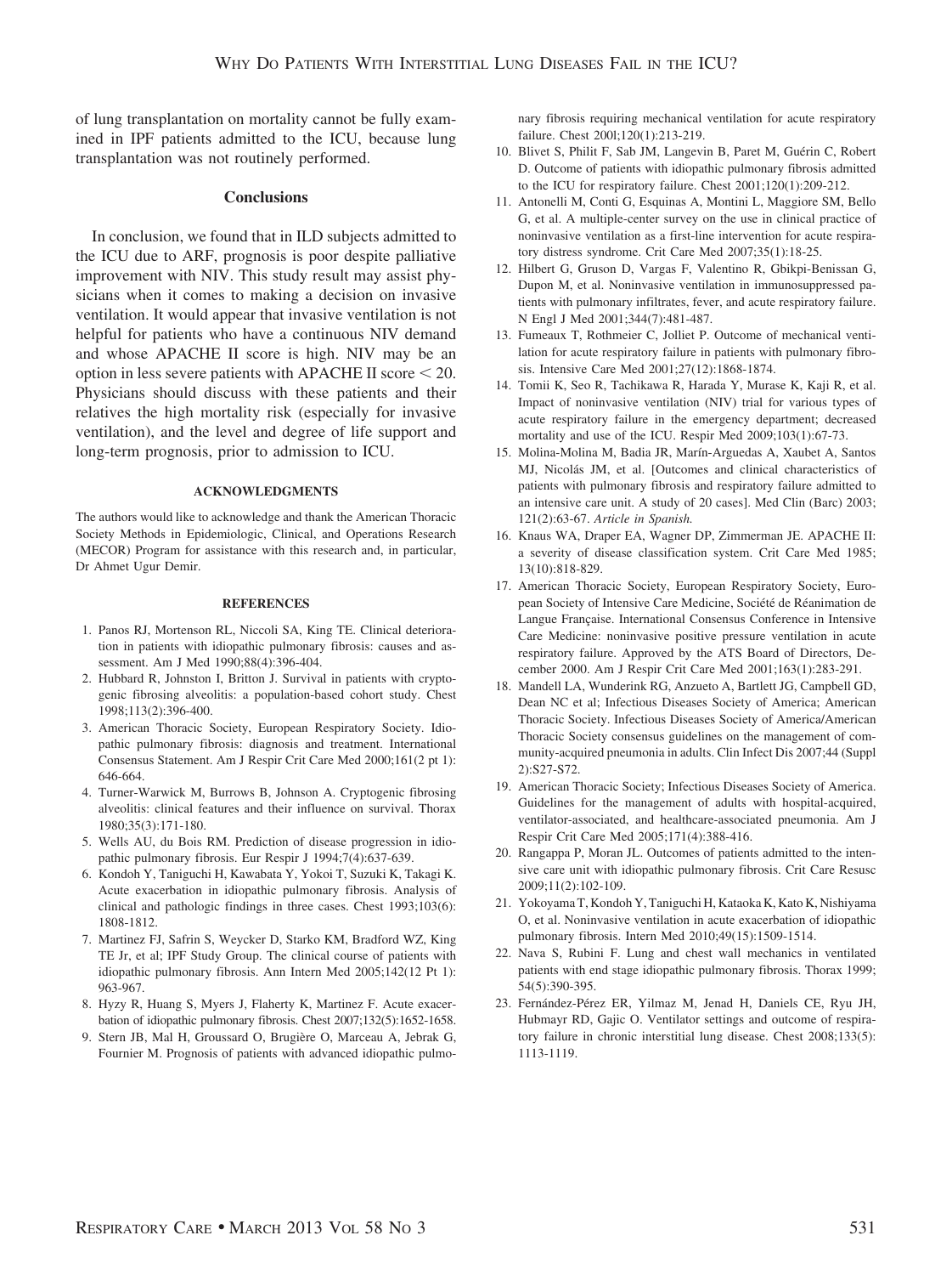of lung transplantation on mortality cannot be fully examined in IPF patients admitted to the ICU, because lung transplantation was not routinely performed.

## Conclusions

In conclusion, we found that in ILD subjects admitted to the ICU due to ARF, prognosis is poor despite palliative improvement with NIV. This study result may assist physicians when it comes to making a decision on invasive ventilation. It would appear that invasive ventilation is not helpful for patients who have a continuous NIV demand and whose APACHE II score is high. NIV may be an option in less severe patients with APACHE II score < 20. Physicians should discuss with these patients and their relatives the high mortality risk (especially for invasive ventilation), and the level and degree of life support and long-term prognosis, prior to admission to ICU.

### ACKNOWLEDGMENTS

The authors would like to acknowledge and thank the American Thoracic Society Methods in Epidemiologic, Clinical, and Operations Research (MECOR) Program for assistance with this research and, in particular, Dr Ahmet Ugur Demir.

### REFERENCES

1. Panos RJ, Mortenson RL, Niccoli SA, King TE. Clinical deterioration in patients with idiopathic pulmonary fibrosis: causes and assessment. Am J Med 1990;88(4):396-404.
2. Hubbard R, Johnston I, Britton J. Survival in patients with cryptogenic fibrosing alveolitis: a population-based cohort study. Chest 1998;113(2):396-400.
3. American Thoracic Society, European Respiratory Society. Idiopathic pulmonary fibrosis: diagnosis and treatment. International Consensus Statement. Am J Respir Crit Care Med 2000;161(2 pt 1): 646-664.
4. Turner-Warwick M, Burrows B, Johnson A. Cryptogenic fibrosing alveolitis: clinical features and their influence on survival. Thorax 1980;35(3):171-180.
5. Wells AU, du Bois RM. Prediction of disease progression in idiopathic pulmonary fibrosis. Eur Respir J 1994;7(4):637-639.
6. Kondoh Y, Taniguchi H, Kawabata Y, Yokoi T, Suzuki K, Takagi K. Acute exacerbation in idiopathic pulmonary fibrosis. Analysis of clinical and pathologic findings in three cases. Chest 1993;103(6): 1808-1812.
7. Martinez FJ, Safrin S, Weycker D, Starko KM, Bradford WZ, King TE Jr, et al; IPF Study Group. The clinical course of patients with idiopathic pulmonary fibrosis. Ann Intern Med 2005;142(12 Pt 1): 963-967.
8. Hyzy R, Huang S, Myers J, Flaherty K, Martinez F. Acute exacerbation of idiopathic pulmonary fibrosis. Chest 2007;132(5):1652-1658.
9. Stern JB, Mal H, Groussard O, Brugière O, Marceau A, Jebrak G, Fournier M. Prognosis of patients with advanced idiopathic pulmonary fibrosis requiring mechanical ventilation for acute respiratory failure. Chest 200l;120(1):213-219.
10. Blivet S, Philit F, Sab JM, Langevin B, Paret M, Guérin C, Robert D. Outcome of patients with idiopathic pulmonary fibrosis admitted to the ICU for respiratory failure. Chest 2001;120(1):209-212.
11. Antonelli M, Conti G, Esquinas A, Montini L, Maggiore SM, Bello G, et al. A multiple-center survey on the use in clinical practice of noninvasive ventilation as a first-line intervention for acute respiratory distress syndrome. Crit Care Med 2007;35(1):18-25.
12. Hilbert G, Gruson D, Vargas F, Valentino R, Gbikpi-Benissan G, Dupon M, et al. Noninvasive ventilation in immunosuppressed patients with pulmonary infiltrates, fever, and acute respiratory failure. N Engl J Med 2001;344(7):481-487.
13. Fumeaux T, Rothmeier C, Jolliet P. Outcome of mechanical ventilation for acute respiratory failure in patients with pulmonary fibrosis. Intensive Care Med 2001;27(12):1868-1874.
14. Tomii K, Seo R, Tachikawa R, Harada Y, Murase K, Kaji R, et al. Impact of noninvasive ventilation (NIV) trial for various types of acute respiratory failure in the emergency department; decreased mortality and use of the ICU. Respir Med 2009;103(1):67-73.
15. Molina-Molina M, Badia JR, Marín-Arguedas A, Xaubet A, Santos MJ, Nicolás JM, et al. [Outcomes and clinical characteristics of patients with pulmonary fibrosis and respiratory failure admitted to an intensive care unit. A study of 20 cases]. Med Clin (Barc) 2003; 121(2):63-67. *Article in Spanish.*
16. Knaus WA, Draper EA, Wagner DP, Zimmerman JE. APACHE II: a severity of disease classification system. Crit Care Med 1985; 13(10):818-829.
17. American Thoracic Society, European Respiratory Society, European Society of Intensive Care Medicine, Société de Réanimation de Langue Française. International Consensus Conference in Intensive Care Medicine: noninvasive positive pressure ventilation in acute respiratory failure. Approved by the ATS Board of Directors, December 2000. Am J Respir Crit Care Med 2001;163(1):283-291.
18. Mandell LA, Wunderink RG, Anzueto A, Bartlett JG, Campbell GD, Dean NC et al; Infectious Diseases Society of America; American Thoracic Society. Infectious Diseases Society of America/American Thoracic Society consensus guidelines on the management of community-acquired pneumonia in adults. Clin Infect Dis 2007;44 (Suppl 2):S27-S72.
19. American Thoracic Society; Infectious Diseases Society of America. Guidelines for the management of adults with hospital-acquired, ventilator-associated, and healthcare-associated pneumonia. Am J Respir Crit Care Med 2005;171(4):388-416.
20. Rangappa P, Moran JL. Outcomes of patients admitted to the intensive care unit with idiopathic pulmonary fibrosis. Crit Care Resusc 2009;11(2):102-109.
21. Yokoyama T, Kondoh Y, Taniguchi H, Kataoka K, Kato K, Nishiyama O, et al. Noninvasive ventilation in acute exacerbation of idiopathic pulmonary fibrosis. Intern Med 2010;49(15):1509-1514.
22. Nava S, Rubini F. Lung and chest wall mechanics in ventilated patients with end stage idiopathic pulmonary fibrosis. Thorax 1999; 54(5):390-395.
23. Fernández-Pérez ER, Yilmaz M, Jenad H, Daniels CE, Ryu JH, Hubmayr RD, Gajic O. Ventilator settings and outcome of respiratory failure in chronic interstitial lung disease. Chest 2008;133(5): 1113-1119.